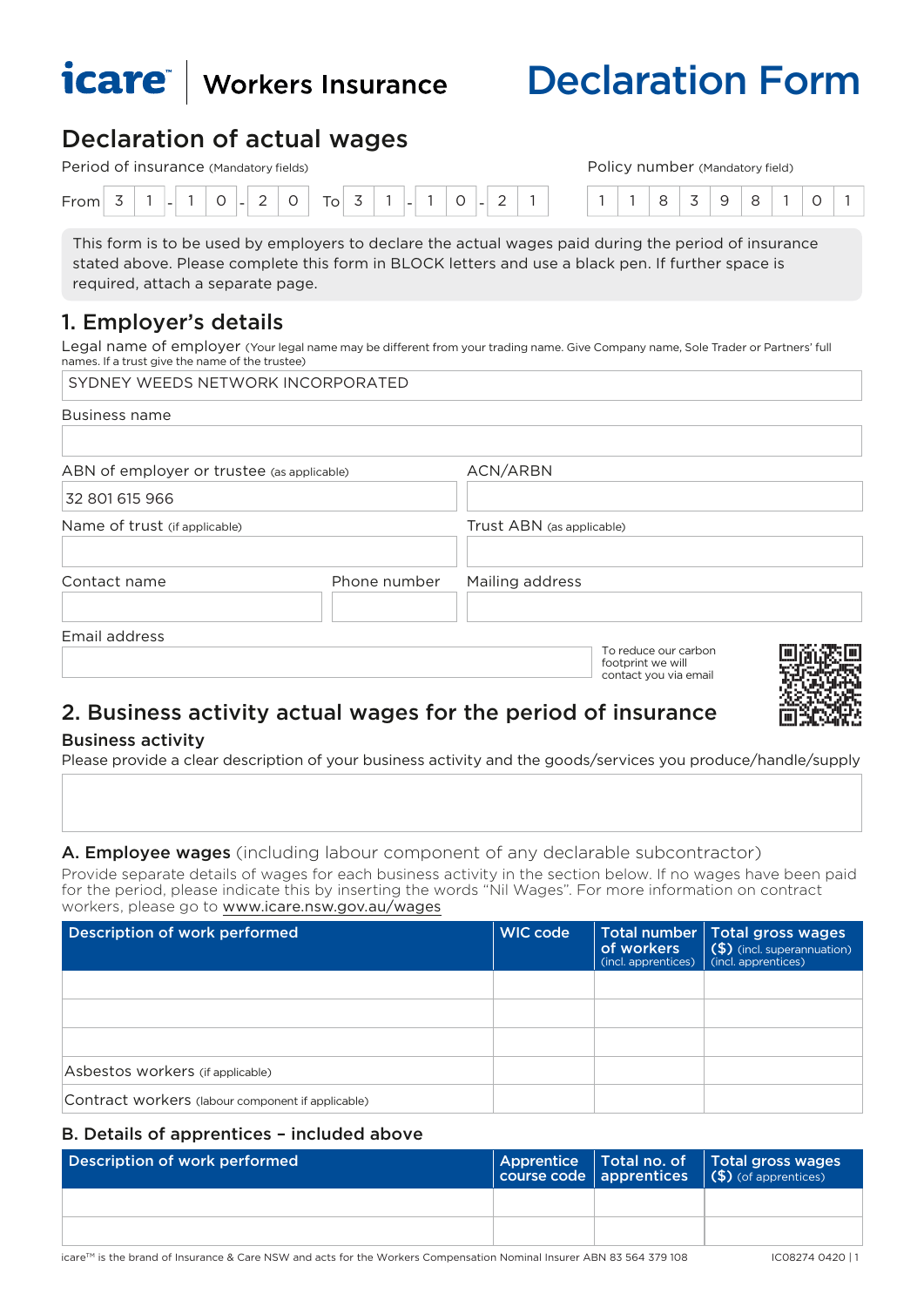icare™ | Workers Insurance

# Declaration Form

## Declaration of actual wages

Period of insurance (Mandatory fields)

From 31-10-20 To 31-10-21

Policy number (Mandatory field)

118398101

This form is to be used by employers to declare the actual wages paid during the period of insurance stated above. Please complete this form in BLOCK letters and use a black pen. If further space is required, attach a separate page.

## 1. Employer's details

Legal name of employer (Your legal name may be different from your trading name. Give Company name, Sole Trader or Partners' full names. If a trust give the name of the trustee)

SYDNEY WEEDS NETWORK INCORPORATED

Business name

ABN of employer or trustee (as applicable)

32 801 615 966

ACN/ARBN

Name of trust (if applicable)

Trust ABN (as applicable)

Contact name

Phone number

Mailing address

Email address

To reduce our carbon footprint we will contact you via email

## 2. Business activity actual wages for the period of insurance

### Business activity

Please provide a clear description of your business activity and the goods/services you produce/handle/supply

### A. Employee wages (including labour component of any declarable subcontractor)

Provide separate details of wages for each business activity in the section below. If no wages have been paid for the period, please indicate this by inserting the words "Nil Wages". For more information on contract workers, please go to www.icare.nsw.gov.au/wages

| Description of work performed | WIC code | Total number of workers (incl. apprentices) | Total gross wages ($) (incl. superannuation) (incl. apprentices) |
|---|---|---|---|
| | | | |
| | | | |
| | | | |
| Asbestos workers (if applicable) | | | |
| Contract workers (labour component if applicable) | | | |

### B. Details of apprentices – included above

| Description of work performed | Apprentice course code | Total no. of apprentices | Total gross wages ($) (of apprentices) |
|---|---|---|---|
| | | | |
| | | | |

icare™ is the brand of Insurance & Care NSW and acts for the Workers Compensation Nominal Insurer ABN 83 564 379 108 IC08274 0420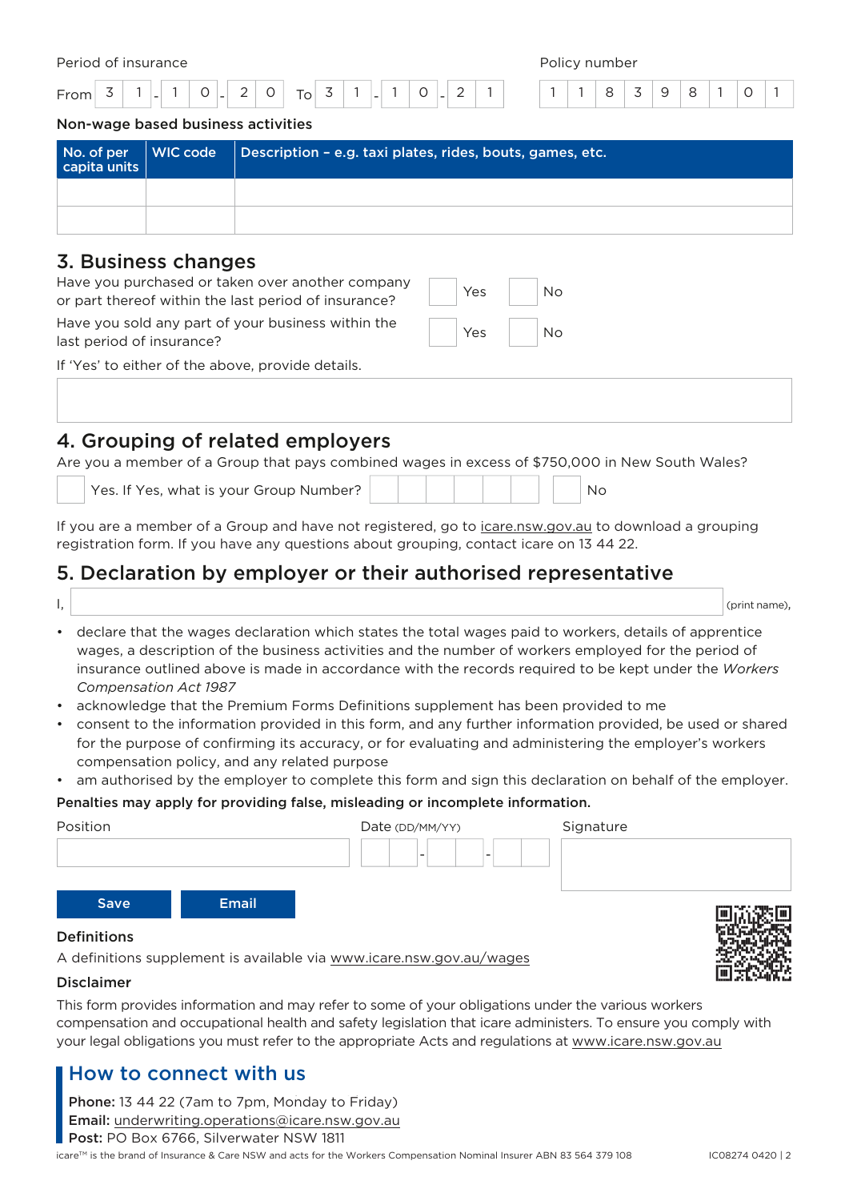Period of insurance

From 31-10-20 To 31-10-21

Policy number

118398101

Non-wage based business activities

| No. of per capita units | WIC code | Description – e.g. taxi plates, rides, bouts, games, etc. |
|---|---|---|
| | | |
| | | |

## 3. Business changes

Have you purchased or taken over another company or part thereof within the last period of insurance? ☐ Yes ☐ No

Have you sold any part of your business within the last period of insurance? ☐ Yes ☐ No

If 'Yes' to either of the above, provide details.

## 4. Grouping of related employers

Are you a member of a Group that pays combined wages in excess of $750,000 in New South Wales?

☐ Yes. If Yes, what is your Group Number? ☐ No

If you are a member of a Group and have not registered, go to icare.nsw.gov.au to download a grouping registration form. If you have any questions about grouping, contact icare on 13 44 22.

## 5. Declaration by employer or their authorised representative

I, (print name),

- declare that the wages declaration which states the total wages paid to workers, details of apprentice wages, a description of the business activities and the number of workers employed for the period of insurance outlined above is made in accordance with the records required to be kept under the *Workers Compensation Act 1987*
- acknowledge that the Premium Forms Definitions supplement has been provided to me
- consent to the information provided in this form, and any further information provided, be used or shared for the purpose of confirming its accuracy, or for evaluating and administering the employer's workers compensation policy, and any related purpose
- am authorised by the employer to complete this form and sign this declaration on behalf of the employer.

**Penalties may apply for providing false, misleading or incomplete information.**

Position

Date (DD/MM/YY)

Signature

Save

Email

### Definitions

A definitions supplement is available via www.icare.nsw.gov.au/wages

### Disclaimer

This form provides information and may refer to some of your obligations under the various workers compensation and occupational health and safety legislation that icare administers. To ensure you comply with your legal obligations you must refer to the appropriate Acts and regulations at www.icare.nsw.gov.au

## How to connect with us

**Phone:** 13 44 22 (7am to 7pm, Monday to Friday)
**Email:** underwriting.operations@icare.nsw.gov.au
**Post:** PO Box 6766, Silverwater NSW 1811

icare™ is the brand of Insurance & Care NSW and acts for the Workers Compensation Nominal Insurer ABN 83 564 379 108

IC08274 0420